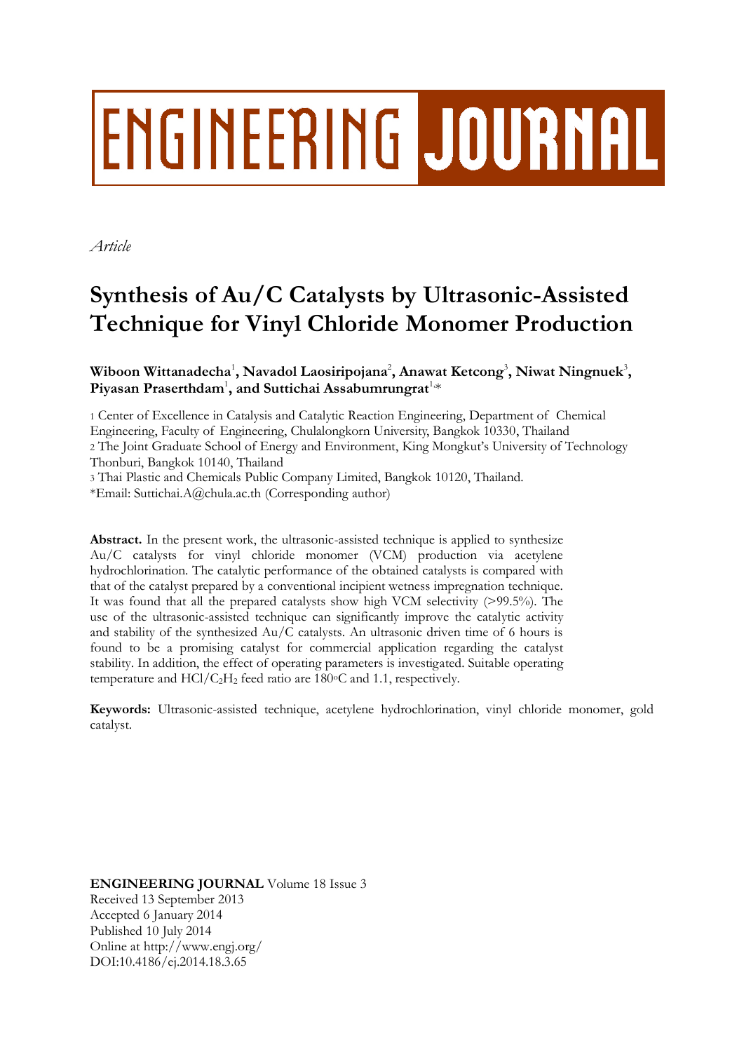ENGINEERING JOURNAL

*Article*

# Synthesis of Au/C Catalysts by Ultrasonic-Assisted Technique for Vinyl Chloride Monomer Production

**Wiboon Wittanadecha[1], Navadol Laosiripojana[2], Anawat Ketcong[3], Niwat Ningnuek[3], Piyasan Praserthdam[1], and Suttichai Assabumrungrat[1,*]**

1 Center of Excellence in Catalysis and Catalytic Reaction Engineering, Department of Chemical Engineering, Faculty of Engineering, Chulalongkorn University, Bangkok 10330, Thailand

2 The Joint Graduate School of Energy and Environment, King Mongkut's University of Technology Thonburi, Bangkok 10140, Thailand

3 Thai Plastic and Chemicals Public Company Limited, Bangkok 10120, Thailand.

*Email: Suttichai.A@chula.ac.th (Corresponding author)

**Abstract.** In the present work, the ultrasonic-assisted technique is applied to synthesize Au/C catalysts for vinyl chloride monomer (VCM) production via acetylene hydrochlorination. The catalytic performance of the obtained catalysts is compared with that of the catalyst prepared by a conventional incipient wetness impregnation technique. It was found that all the prepared catalysts show high VCM selectivity (>99.5%). The use of the ultrasonic-assisted technique can significantly improve the catalytic activity and stability of the synthesized Au/C catalysts. An ultrasonic driven time of 6 hours is found to be a promising catalyst for commercial application regarding the catalyst stability. In addition, the effect of operating parameters is investigated. Suitable operating temperature and $HCl/C_2H_2$ feed ratio are 180$^{o}$C and 1.1, respectively.

**Keywords:** Ultrasonic-assisted technique, acetylene hydrochlorination, vinyl chloride monomer, gold catalyst.

**ENGINEERING JOURNAL** Volume 18 Issue 3
Received 13 September 2013
Accepted 6 January 2014
Published 10 July 2014
Online at http://www.engj.org/
DOI:10.4186/ej.2014.18.3.65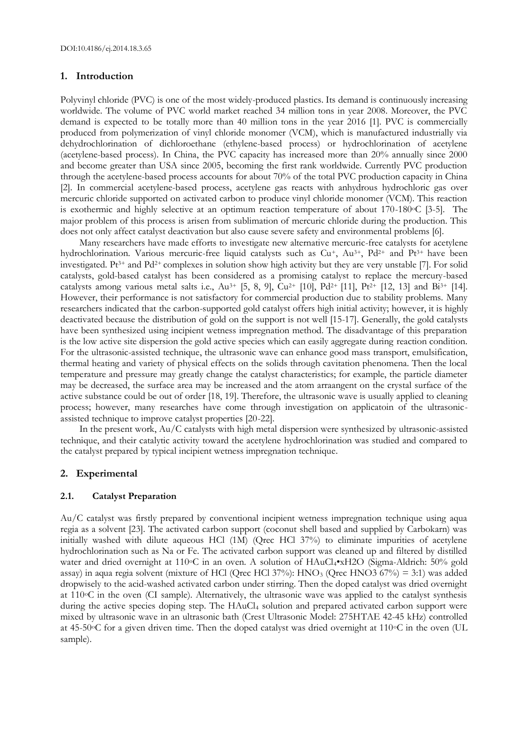## 1. Introduction

Polyvinyl chloride (PVC) is one of the most widely-produced plastics. Its demand is continuously increasing worldwide. The volume of PVC world market reached 34 million tons in year 2008. Moreover, the PVC demand is expected to be totally more than 40 million tons in the year 2016 [1]. PVC is commercially produced from polymerization of vinyl chloride monomer (VCM), which is manufactured industrially via dehydrochlorination of dichloroethane (ethylene-based process) or hydrochlorination of acetylene (acetylene-based process). In China, the PVC capacity has increased more than 20% annually since 2000 and become greater than USA since 2005, becoming the first rank worldwide. Currently PVC production through the acetylene-based process accounts for about 70% of the total PVC production capacity in China [2]. In commercial acetylene-based process, acetylene gas reacts with anhydrous hydrochloric gas over mercuric chloride supported on activated carbon to produce vinyl chloride monomer (VCM). This reaction is exothermic and highly selective at an optimum reaction temperature of about 170-180$^{o}$C [3-5]. The major problem of this process is arisen from sublimation of mercuric chloride during the production. This does not only affect catalyst deactivation but also cause severe safety and environmental problems [6].

Many researchers have made efforts to investigate new alternative mercuric-free catalysts for acetylene hydrochlorination. Various mercuric-free liquid catalysts such as $Cu^{+}$, $Au^{3+}$, $Pd^{2+}$ and $Pt^{3+}$ have been investigated. $Pt^{3+}$ and $Pd^{2+}$ complexes in solution show high activity but they are very unstable [7]. For solid catalysts, gold-based catalyst has been considered as a promising catalyst to replace the mercury-based catalysts among various metal salts i.e., $Au^{3+}$ [5, 8, 9], $Cu^{2+}$ [10], $Pd^{2+}$ [11], $Pt^{2+}$ [12, 13] and $Bi^{3+}$ [14]. However, their performance is not satisfactory for commercial production due to stability problems. Many researchers indicated that the carbon-supported gold catalyst offers high initial activity; however, it is highly deactivated because the distribution of gold on the support is not well [15-17]. Generally, the gold catalysts have been synthesized using incipient wetness impregnation method. The disadvantage of this preparation is the low active site dispersion the gold active species which can easily aggregate during reaction condition. For the ultrasonic-assisted technique, the ultrasonic wave can enhance good mass transport, emulsification, thermal heating and variety of physical effects on the solids through cavitation phenomena. Then the local temperature and pressure may greatly change the catalyst characteristics; for example, the particle diameter may be decreased, the surface area may be increased and the atom arraangent on the crystal surface of the active substance could be out of order [18, 19]. Therefore, the ultrasonic wave is usually applied to cleaning process; however, many researches have come through investigation on applicatoin of the ultrasonic-assisted technique to improve catalyst properties [20-22].

In the present work, Au/C catalysts with high metal dispersion were synthesized by ultrasonic-assisted technique, and their catalytic activity toward the acetylene hydrochlorination was studied and compared to the catalyst prepared by typical incipient wetness impregnation technique.

## 2. Experimental

### 2.1. Catalyst Preparation

Au/C catalyst was firstly prepared by conventional incipient wetness impregnation technique using aqua regia as a solvent [23]. The activated carbon support (coconut shell based and supplied by Carbokarn) was initially washed with dilute aqueous HCl (1M) (Qrec HCl 37%) to eliminate impurities of acetylene hydrochlorination such as Na or Fe. The activated carbon support was cleaned up and filtered by distilled water and dried overnight at 110$^{o}$C in an oven. A solution of $HAuCl_4$•x$H_2O$ (Sigma-Aldrich: 50% gold assay) in aqua regia solvent (mixture of HCl (Qrec HCl 37%): $HNO_3$ (Qrec $HNO_3$ 67%) = 3:1) was added dropwisely to the acid-washed activated carbon under stirring. Then the doped catalyst was dried overnight at 110$^{o}$C in the oven (CI sample). Alternatively, the ultrasonic wave was applied to the catalyst synthesis during the active species doping step. The $HAuCl_4$ solution and prepared activated carbon support were mixed by ultrasonic wave in an ultrasonic bath (Crest Ultrasonic Model: 275HTAE 42-45 kHz) controlled at 45-50$^{o}$C for a given driven time. Then the doped catalyst was dried overnight at 110$^{o}$C in the oven (UL sample).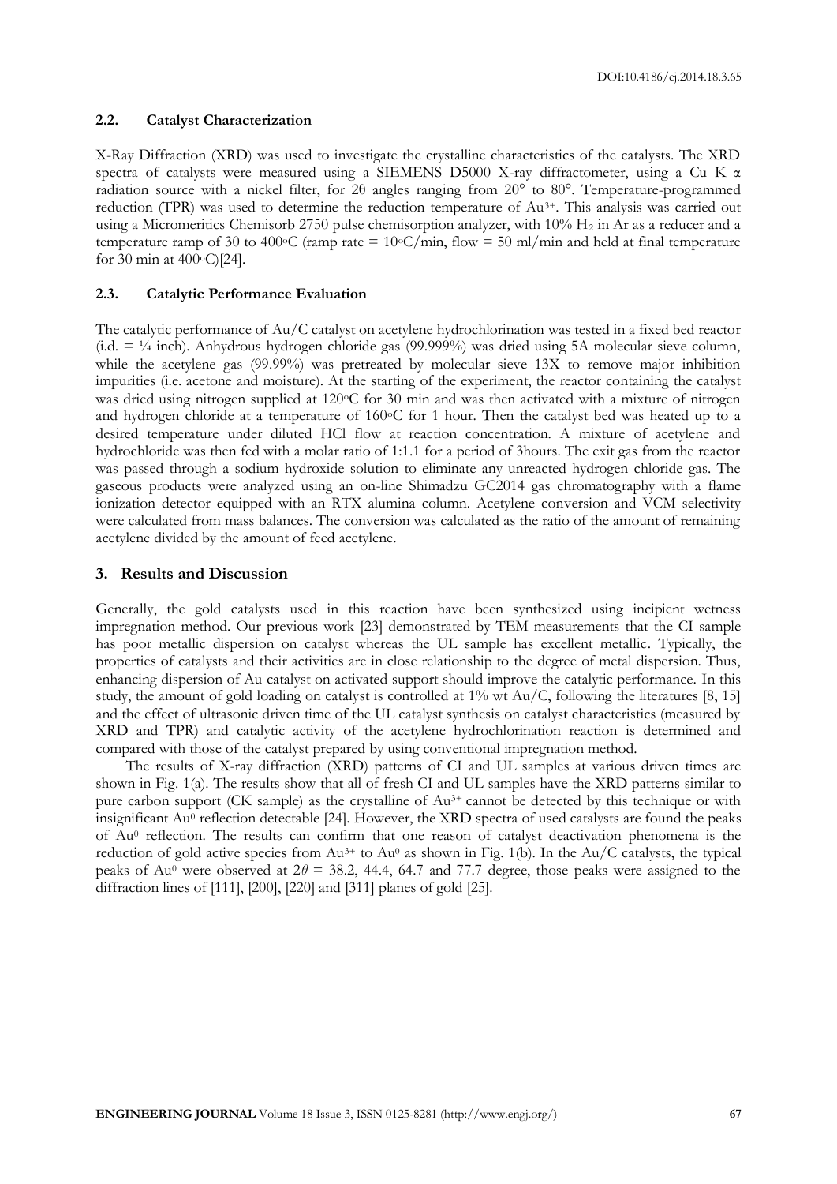### 2.2. Catalyst Characterization

X-Ray Diffraction (XRD) was used to investigate the crystalline characteristics of the catalysts. The XRD spectra of catalysts were measured using a SIEMENS D5000 X-ray diffractometer, using a Cu K $\alpha$ radiation source with a nickel filter, for $2\theta$ angles ranging from 20° to 80°. Temperature-programmed reduction (TPR) was used to determine the reduction temperature of $Au^{3+}$. This analysis was carried out using a Micromeritics Chemisorb 2750 pulse chemisorption analyzer, with 10% $H_2$ in Ar as a reducer and a temperature ramp of 30 to 400°C (ramp rate = 10°C/min, flow = 50 ml/min and held at final temperature for 30 min at 400°C)[24].

### 2.3. Catalytic Performance Evaluation

The catalytic performance of Au/C catalyst on acetylene hydrochlorination was tested in a fixed bed reactor (i.d. = ¼ inch). Anhydrous hydrogen chloride gas (99.999%) was dried using 5A molecular sieve column, while the acetylene gas (99.99%) was pretreated by molecular sieve 13X to remove major inhibition impurities (i.e. acetone and moisture). At the starting of the experiment, the reactor containing the catalyst was dried using nitrogen supplied at 120°C for 30 min and was then activated with a mixture of nitrogen and hydrogen chloride at a temperature of 160°C for 1 hour. Then the catalyst bed was heated up to a desired temperature under diluted HCl flow at reaction concentration. A mixture of acetylene and hydrochloride was then fed with a molar ratio of 1:1.1 for a period of 3hours. The exit gas from the reactor was passed through a sodium hydroxide solution to eliminate any unreacted hydrogen chloride gas. The gaseous products were analyzed using an on-line Shimadzu GC2014 gas chromatography with a flame ionization detector equipped with an RTX alumina column. Acetylene conversion and VCM selectivity were calculated from mass balances. The conversion was calculated as the ratio of the amount of remaining acetylene divided by the amount of feed acetylene.

## 3. Results and Discussion

Generally, the gold catalysts used in this reaction have been synthesized using incipient wetness impregnation method. Our previous work [23] demonstrated by TEM measurements that the CI sample has poor metallic dispersion on catalyst whereas the UL sample has excellent metallic. Typically, the properties of catalysts and their activities are in close relationship to the degree of metal dispersion. Thus, enhancing dispersion of Au catalyst on activated support should improve the catalytic performance. In this study, the amount of gold loading on catalyst is controlled at 1% wt Au/C, following the literatures [8, 15] and the effect of ultrasonic driven time of the UL catalyst synthesis on catalyst characteristics (measured by XRD and TPR) and catalytic activity of the acetylene hydrochlorination reaction is determined and compared with those of the catalyst prepared by using conventional impregnation method.

The results of X-ray diffraction (XRD) patterns of CI and UL samples at various driven times are shown in Fig. 1(a). The results show that all of fresh CI and UL samples have the XRD patterns similar to pure carbon support (CK sample) as the crystalline of $Au^{3+}$ cannot be detected by this technique or with insignificant $Au^0$ reflection detectable [24]. However, the XRD spectra of used catalysts are found the peaks of $Au^0$ reflection. The results can confirm that one reason of catalyst deactivation phenomena is the reduction of gold active species from $Au^{3+}$ to $Au^0$ as shown in Fig. 1(b). In the Au/C catalysts, the typical peaks of $Au^0$ were observed at $2\theta$ = 38.2, 44.4, 64.7 and 77.7 degree, those peaks were assigned to the diffraction lines of [111], [200], [220] and [311] planes of gold [25].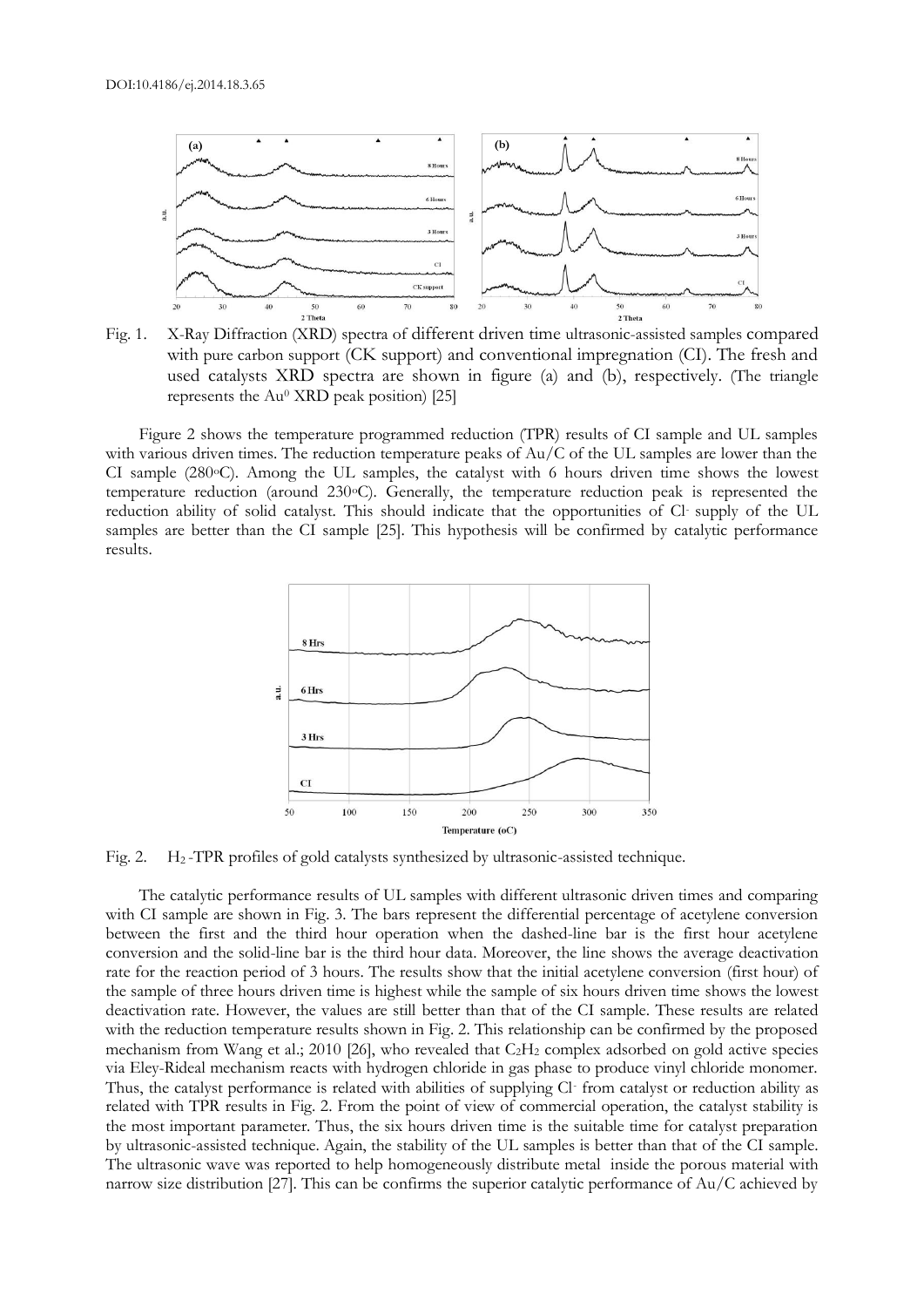Fig. 1. X-Ray Diffraction (XRD) spectra of different driven time ultrasonic-assisted samples compared with pure carbon support (CK support) and conventional impregnation (CI). The fresh and used catalysts XRD spectra are shown in figure (a) and (b), respectively. (The triangle represents the $Au^0$ XRD peak position) [25]

Figure 2 shows the temperature programmed reduction (TPR) results of CI sample and UL samples with various driven times. The reduction temperature peaks of Au/C of the UL samples are lower than the CI sample (280°C). Among the UL samples, the catalyst with 6 hours driven time shows the lowest temperature reduction (around 230°C). Generally, the temperature reduction peak is represented the reduction ability of solid catalyst. This should indicate that the opportunities of $Cl^-$ supply of the UL samples are better than the CI sample [25]. This hypothesis will be confirmed by catalytic performance results.

Fig. 2. $H_2$-TPR profiles of gold catalysts synthesized by ultrasonic-assisted technique.

The catalytic performance results of UL samples with different ultrasonic driven times and comparing with CI sample are shown in Fig. 3. The bars represent the differential percentage of acetylene conversion between the first and the third hour operation when the dashed-line bar is the first hour acetylene conversion and the solid-line bar is the third hour data. Moreover, the line shows the average deactivation rate for the reaction period of 3 hours. The results show that the initial acetylene conversion (first hour) of the sample of three hours driven time is highest while the sample of six hours driven time shows the lowest deactivation rate. However, the values are still better than that of the CI sample. These results are related with the reduction temperature results shown in Fig. 2. This relationship can be confirmed by the proposed mechanism from Wang et al.; 2010 [26], who revealed that $C_2H_2$ complex adsorbed on gold active species via Eley-Rideal mechanism reacts with hydrogen chloride in gas phase to produce vinyl chloride monomer. Thus, the catalyst performance is related with abilities of supplying $Cl^-$ from catalyst or reduction ability as related with TPR results in Fig. 2. From the point of view of commercial operation, the catalyst stability is the most important parameter. Thus, the six hours driven time is the suitable time for catalyst preparation by ultrasonic-assisted technique. Again, the stability of the UL samples is better than that of the CI sample. The ultrasonic wave was reported to help homogeneously distribute metal inside the porous material with narrow size distribution [27]. This can be confirms the superior catalytic performance of Au/C achieved by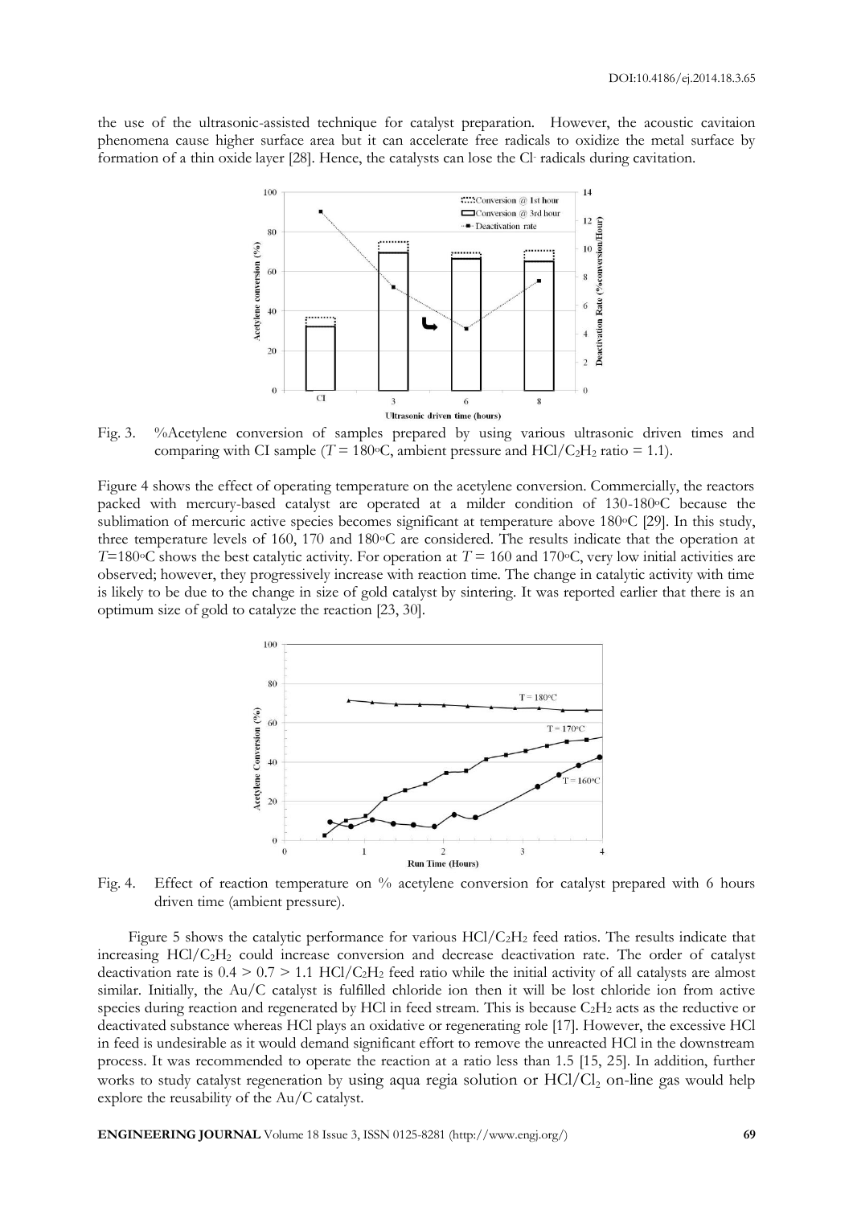the use of the ultrasonic-assisted technique for catalyst preparation. However, the acoustic cavitaion phenomena cause higher surface area but it can accelerate free radicals to oxidize the metal surface by formation of a thin oxide layer [28]. Hence, the catalysts can lose the $Cl^-$ radicals during cavitation.

Fig. 3. %Acetylene conversion of samples prepared by using various ultrasonic driven times and comparing with CI sample ($T$ = 180°C, ambient pressure and $HCl/C_2H_2$ ratio = 1.1).

Figure 4 shows the effect of operating temperature on the acetylene conversion. Commercially, the reactors packed with mercury-based catalyst are operated at a milder condition of 130-180°C because the sublimation of mercuric active species becomes significant at temperature above 180°C [29]. In this study, three temperature levels of 160, 170 and 180°C are considered. The results indicate that the operation at $T$=180°C shows the best catalytic activity. For operation at $T$ = 160 and 170°C, very low initial activities are observed; however, they progressively increase with reaction time. The change in catalytic activity with time is likely to be due to the change in size of gold catalyst by sintering. It was reported earlier that there is an optimum size of gold to catalyze the reaction [23, 30].

Fig. 4. Effect of reaction temperature on % acetylene conversion for catalyst prepared with 6 hours driven time (ambient pressure).

Figure 5 shows the catalytic performance for various $HCl/C_2H_2$ feed ratios. The results indicate that increasing $HCl/C_2H_2$ could increase conversion and decrease deactivation rate. The order of catalyst deactivation rate is 0.4 > 0.7 > 1.1 $HCl/C_2H_2$ feed ratio while the initial activity of all catalysts are almost similar. Initially, the Au/C catalyst is fulfilled chloride ion then it will be lost chloride ion from active species during reaction and regenerated by HCl in feed stream. This is because $C_2H_2$ acts as the reductive or deactivated substance whereas HCl plays an oxidative or regenerating role [17]. However, the excessive HCl in feed is undesirable as it would demand significant effort to remove the unreacted HCl in the downstream process. It was recommended to operate the reaction at a ratio less than 1.5 [15, 25]. In addition, further works to study catalyst regeneration by using aqua regia solution or $HCl/Cl_2$ on-line gas would help explore the reusability of the Au/C catalyst.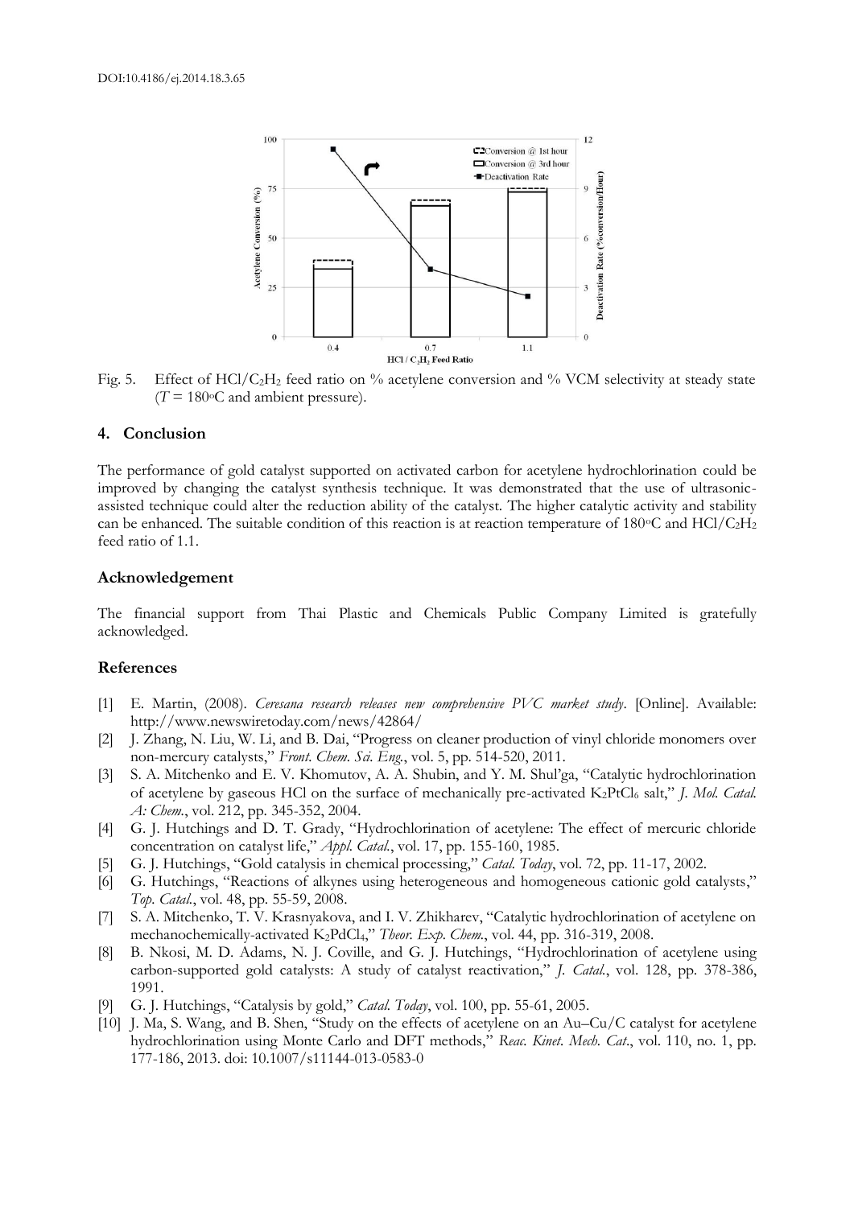Fig. 5. Effect of $HCl/C_2H_2$ feed ratio on % acetylene conversion and % VCM selectivity at steady state ($T$ = 180°C and ambient pressure).

## 4. Conclusion

The performance of gold catalyst supported on activated carbon for acetylene hydrochlorination could be improved by changing the catalyst synthesis technique. It was demonstrated that the use of ultrasonic-assisted technique could alter the reduction ability of the catalyst. The higher catalytic activity and stability can be enhanced. The suitable condition of this reaction is at reaction temperature of 180°C and $HCl/C_2H_2$ feed ratio of 1.1.

## Acknowledgement

The financial support from Thai Plastic and Chemicals Public Company Limited is gratefully acknowledged.

## References

[1] E. Martin, (2008). *Ceresana research releases new comprehensive PVC market study*. [Online]. Available: http://www.newswiretoday.com/news/42864/

[2] J. Zhang, N. Liu, W. Li, and B. Dai, "Progress on cleaner production of vinyl chloride monomers over non-mercury catalysts," *Front. Chem. Sci. Eng.*, vol. 5, pp. 514-520, 2011.

[3] S. A. Mitchenko and E. V. Khomutov, A. A. Shubin, and Y. M. Shul'ga, "Catalytic hydrochlorination of acetylene by gaseous HCl on the surface of mechanically pre-activated $K_2PtCl_6$ salt," *J. Mol. Catal. A: Chem.*, vol. 212, pp. 345-352, 2004.

[4] G. J. Hutchings and D. T. Grady, "Hydrochlorination of acetylene: The effect of mercuric chloride concentration on catalyst life," *Appl. Catal.*, vol. 17, pp. 155-160, 1985.

[5] G. J. Hutchings, "Gold catalysis in chemical processing," *Catal. Today*, vol. 72, pp. 11-17, 2002.

[6] G. Hutchings, "Reactions of alkynes using heterogeneous and homogeneous cationic gold catalysts," *Top. Catal.*, vol. 48, pp. 55-59, 2008.

[7] S. A. Mitchenko, T. V. Krasnyakova, and I. V. Zhikharev, "Catalytic hydrochlorination of acetylene on mechanochemically-activated $K_2PdCl_4$," *Theor. Exp. Chem.*, vol. 44, pp. 316-319, 2008.

[8] B. Nkosi, M. D. Adams, N. J. Coville, and G. J. Hutchings, "Hydrochlorination of acetylene using carbon-supported gold catalysts: A study of catalyst reactivation," *J. Catal.*, vol. 128, pp. 378-386, 1991.

[9] G. J. Hutchings, "Catalysis by gold," *Catal. Today*, vol. 100, pp. 55-61, 2005.

[10] J. Ma, S. Wang, and B. Shen, "Study on the effects of acetylene on an Au–Cu/C catalyst for acetylene hydrochlorination using Monte Carlo and DFT methods," *Reac. Kinet. Mech. Cat.*, vol. 110, no. 1, pp. 177-186, 2013. doi: 10.1007/s11144-013-0583-0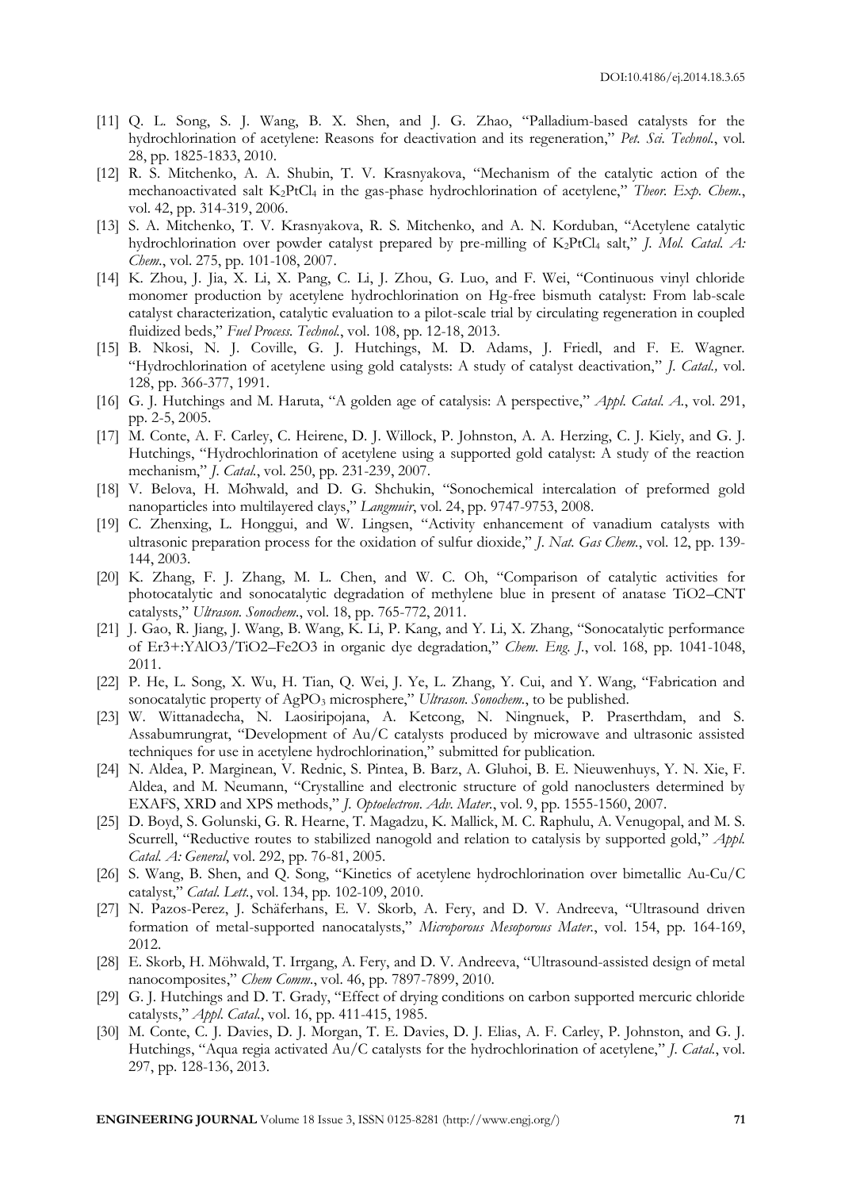[11] Q. L. Song, S. J. Wang, B. X. Shen, and J. G. Zhao, "Palladium-based catalysts for the hydrochlorination of acetylene: Reasons for deactivation and its regeneration," *Pet. Sci. Technol.*, vol. 28, pp. 1825-1833, 2010.

[12] R. S. Mitchenko, A. A. Shubin, T. V. Krasnyakova, "Mechanism of the catalytic action of the mechanoactivated salt $K_2PtCl_4$ in the gas-phase hydrochlorination of acetylene," *Theor. Exp. Chem.*, vol. 42, pp. 314-319, 2006.

[13] S. A. Mitchenko, T. V. Krasnyakova, R. S. Mitchenko, and A. N. Korduban, "Acetylene catalytic hydrochlorination over powder catalyst prepared by pre-milling of $K_2PtCl_4$ salt," *J. Mol. Catal. A: Chem.*, vol. 275, pp. 101-108, 2007.

[14] K. Zhou, J. Jia, X. Li, X. Pang, C. Li, J. Zhou, G. Luo, and F. Wei, "Continuous vinyl chloride monomer production by acetylene hydrochlorination on Hg-free bismuth catalyst: From lab-scale catalyst characterization, catalytic evaluation to a pilot-scale trial by circulating regeneration in coupled fluidized beds," *Fuel Process. Technol.*, vol. 108, pp. 12-18, 2013.

[15] B. Nkosi, N. J. Coville, G. J. Hutchings, M. D. Adams, J. Friedl, and F. E. Wagner. "Hydrochlorination of acetylene using gold catalysts: A study of catalyst deactivation," *J. Catal.,* vol. 128, pp. 366-377, 1991.

[16] G. J. Hutchings and M. Haruta, "A golden age of catalysis: A perspective," *Appl. Catal. A.*, vol. 291, pp. 2-5, 2005.

[17] M. Conte, A. F. Carley, C. Heirene, D. J. Willock, P. Johnston, A. A. Herzing, C. J. Kiely, and G. J. Hutchings, "Hydrochlorination of acetylene using a supported gold catalyst: A study of the reaction mechanism," *J. Catal.*, vol. 250, pp. 231-239, 2007.

[18] V. Belova, H. Möhwald, and D. G. Shchukin, "Sonochemical intercalation of preformed gold nanoparticles into multilayered clays," *Langmuir*, vol. 24, pp. 9747-9753, 2008.

[19] C. Zhenxing, L. Honggui, and W. Lingsen, "Activity enhancement of vanadium catalysts with ultrasonic preparation process for the oxidation of sulfur dioxide," *J. Nat. Gas Chem.*, vol. 12, pp. 139-144, 2003.

[20] K. Zhang, F. J. Zhang, M. L. Chen, and W. C. Oh, "Comparison of catalytic activities for photocatalytic and sonocatalytic degradation of methylene blue in present of anatase TiO2–CNT catalysts," *Ultrason. Sonochem.*, vol. 18, pp. 765-772, 2011.

[21] J. Gao, R. Jiang, J. Wang, B. Wang, K. Li, P. Kang, and Y. Li, X. Zhang, "Sonocatalytic performance of Er3+:YAlO3/TiO2–Fe2O3 in organic dye degradation," *Chem. Eng. J.*, vol. 168, pp. 1041-1048, 2011.

[22] P. He, L. Song, X. Wu, H. Tian, Q. Wei, J. Ye, L. Zhang, Y. Cui, and Y. Wang, "Fabrication and sonocatalytic property of $AgPO_3$ microsphere," *Ultrason. Sonochem.*, to be published.

[23] W. Wittanadecha, N. Laosiripojana, A. Ketcong, N. Ningnuek, P. Praserthdam, and S. Assabumrungrat, "Development of Au/C catalysts produced by microwave and ultrasonic assisted techniques for use in acetylene hydrochlorination," submitted for publication.

[24] N. Aldea, P. Marginean, V. Rednic, S. Pintea, B. Barz, A. Gluhoi, B. E. Nieuwenhuys, Y. N. Xie, F. Aldea, and M. Neumann, "Crystalline and electronic structure of gold nanoclusters determined by EXAFS, XRD and XPS methods," *J. Optoelectron. Adv. Mater.*, vol. 9, pp. 1555-1560, 2007.

[25] D. Boyd, S. Golunski, G. R. Hearne, T. Magadzu, K. Mallick, M. C. Raphulu, A. Venugopal, and M. S. Scurrell, "Reductive routes to stabilized nanogold and relation to catalysis by supported gold," *Appl. Catal. A: General*, vol. 292, pp. 76-81, 2005.

[26] S. Wang, B. Shen, and Q. Song, "Kinetics of acetylene hydrochlorination over bimetallic Au-Cu/C catalyst," *Catal. Lett.*, vol. 134, pp. 102-109, 2010.

[27] N. Pazos-Perez, J. Schäferhans, E. V. Skorb, A. Fery, and D. V. Andreeva, "Ultrasound driven formation of metal-supported nanocatalysts," *Microporous Mesoporous Mater.*, vol. 154, pp. 164-169, 2012.

[28] E. Skorb, H. Möhwald, T. Irrgang, A. Fery, and D. V. Andreeva, "Ultrasound-assisted design of metal nanocomposites," *Chem Comm.*, vol. 46, pp. 7897-7899, 2010.

[29] G. J. Hutchings and D. T. Grady, "Effect of drying conditions on carbon supported mercuric chloride catalysts," *Appl. Catal.*, vol. 16, pp. 411-415, 1985.

[30] M. Conte, C. J. Davies, D. J. Morgan, T. E. Davies, D. J. Elias, A. F. Carley, P. Johnston, and G. J. Hutchings, "Aqua regia activated Au/C catalysts for the hydrochlorination of acetylene," *J. Catal.*, vol. 297, pp. 128-136, 2013.